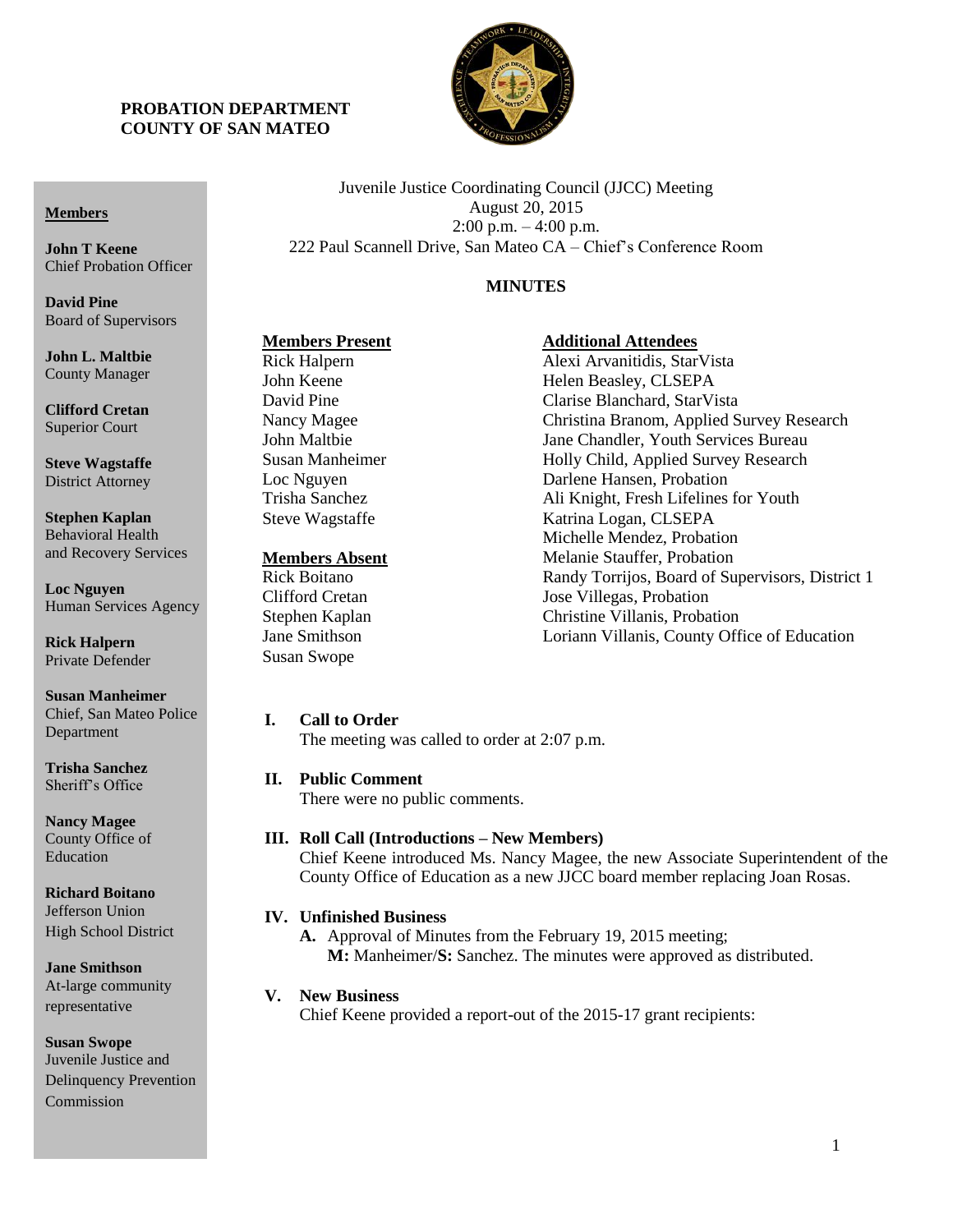**PROBATION DEPARTMENT**
**COUNTY OF SAN MATEO**

**Members**

**John T Keene**
Chief Probation Officer

**David Pine**
Board of Supervisors

**John L. Maltbie**
County Manager

**Clifford Cretan**
Superior Court

**Steve Wagstaffe**
District Attorney

**Stephen Kaplan**
Behavioral Health and Recovery Services

**Loc Nguyen**
Human Services Agency

**Rick Halpern**
Private Defender

**Susan Manheimer**
Chief, San Mateo Police Department

**Trisha Sanchez**
Sheriff's Office

**Nancy Magee**
County Office of Education

**Richard Boitano**
Jefferson Union High School District

**Jane Smithson**
At-large community representative

**Susan Swope**
Juvenile Justice and Delinquency Prevention Commission

Juvenile Justice Coordinating Council (JJCC) Meeting
August 20, 2015
2:00 p.m. – 4:00 p.m.
222 Paul Scannell Drive, San Mateo CA – Chief's Conference Room

## MINUTES

**Members Present**

Rick Halpern
John Keene
David Pine
Nancy Magee
John Maltbie
Susan Manheimer
Loc Nguyen
Trisha Sanchez
Steve Wagstaffe

**Members Absent**

Rick Boitano
Clifford Cretan
Stephen Kaplan
Jane Smithson
Susan Swope

**Additional Attendees**

Alexi Arvanitidis, StarVista
Helen Beasley, CLSEPA
Clarise Blanchard, StarVista
Christina Branom, Applied Survey Research
Jane Chandler, Youth Services Bureau
Holly Child, Applied Survey Research
Darlene Hansen, Probation
Ali Knight, Fresh Lifelines for Youth
Katrina Logan, CLSEPA
Michelle Mendez, Probation
Melanie Stauffer, Probation
Randy Torrijos, Board of Supervisors, District 1
Jose Villegas, Probation
Christine Villanis, Probation
Loriann Villanis, County Office of Education

**I. Call to Order**

The meeting was called to order at 2:07 p.m.

**II. Public Comment**

There were no public comments.

**III. Roll Call (Introductions – New Members)**

Chief Keene introduced Ms. Nancy Magee, the new Associate Superintendent of the County Office of Education as a new JJCC board member replacing Joan Rosas.

**IV. Unfinished Business**

**A.** Approval of Minutes from the February 19, 2015 meeting;
**M:** Manheimer/**S:** Sanchez. The minutes were approved as distributed.

**V. New Business**

Chief Keene provided a report-out of the 2015-17 grant recipients: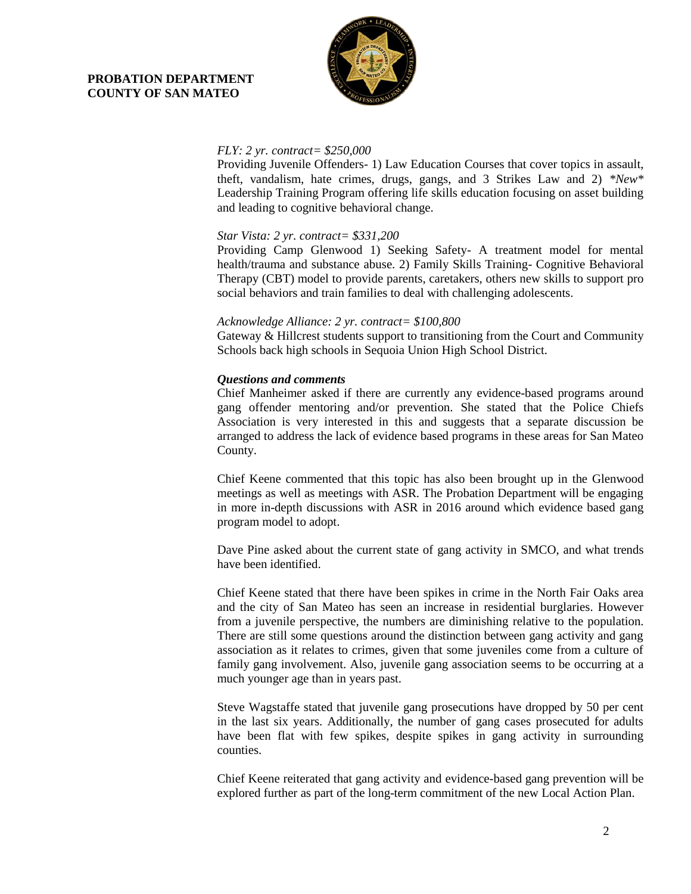*FLY: 2 yr. contract= $250,000*

Providing Juvenile Offenders- 1) Law Education Courses that cover topics in assault, theft, vandalism, hate crimes, drugs, gangs, and 3 Strikes Law and 2) **New** Leadership Training Program offering life skills education focusing on asset building and leading to cognitive behavioral change.

*Star Vista: 2 yr. contract= $331,200*

Providing Camp Glenwood 1) Seeking Safety- A treatment model for mental health/trauma and substance abuse. 2) Family Skills Training- Cognitive Behavioral Therapy (CBT) model to provide parents, caretakers, others new skills to support pro social behaviors and train families to deal with challenging adolescents.

*Acknowledge Alliance: 2 yr. contract= $100,800*

Gateway & Hillcrest students support to transitioning from the Court and Community Schools back high schools in Sequoia Union High School District.

***Questions and comments***

Chief Manheimer asked if there are currently any evidence-based programs around gang offender mentoring and/or prevention. She stated that the Police Chiefs Association is very interested in this and suggests that a separate discussion be arranged to address the lack of evidence based programs in these areas for San Mateo County.

Chief Keene commented that this topic has also been brought up in the Glenwood meetings as well as meetings with ASR. The Probation Department will be engaging in more in-depth discussions with ASR in 2016 around which evidence based gang program model to adopt.

Dave Pine asked about the current state of gang activity in SMCO, and what trends have been identified.

Chief Keene stated that there have been spikes in crime in the North Fair Oaks area and the city of San Mateo has seen an increase in residential burglaries. However from a juvenile perspective, the numbers are diminishing relative to the population. There are still some questions around the distinction between gang activity and gang association as it relates to crimes, given that some juveniles come from a culture of family gang involvement. Also, juvenile gang association seems to be occurring at a much younger age than in years past.

Steve Wagstaffe stated that juvenile gang prosecutions have dropped by 50 per cent in the last six years. Additionally, the number of gang cases prosecuted for adults have been flat with few spikes, despite spikes in gang activity in surrounding counties.

Chief Keene reiterated that gang activity and evidence-based gang prevention will be explored further as part of the long-term commitment of the new Local Action Plan.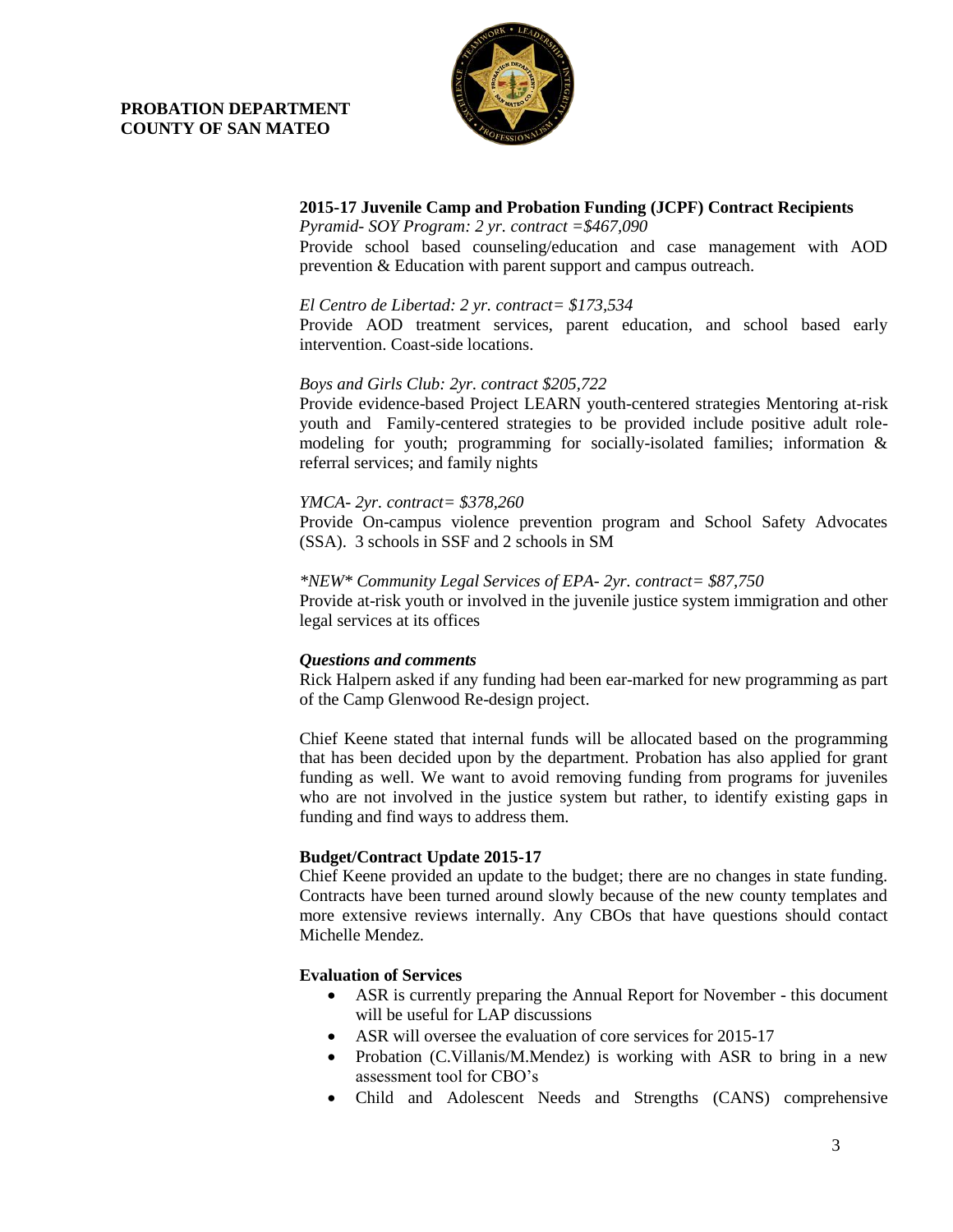**PROBATION DEPARTMENT**
**COUNTY OF SAN MATEO**

**2015-17 Juvenile Camp and Probation Funding (JCPF) Contract Recipients**

*Pyramid- SOY Program: 2 yr. contract =$467,090*
Provide school based counseling/education and case management with AOD prevention & Education with parent support and campus outreach.

*El Centro de Libertad: 2 yr. contract= $173,534*
Provide AOD treatment services, parent education, and school based early intervention. Coast-side locations.

*Boys and Girls Club: 2yr. contract $205,722*
Provide evidence-based Project LEARN youth-centered strategies Mentoring at-risk youth and Family-centered strategies to be provided include positive adult role-modeling for youth; programming for socially-isolated families; information & referral services; and family nights

*YMCA- 2yr. contract= $378,260*
Provide On-campus violence prevention program and School Safety Advocates (SSA). 3 schools in SSF and 2 schools in SM

*\*NEW\* Community Legal Services of EPA- 2yr. contract= $87,750*
Provide at-risk youth or involved in the juvenile justice system immigration and other legal services at its offices

***Questions and comments***

Rick Halpern asked if any funding had been ear-marked for new programming as part of the Camp Glenwood Re-design project.

Chief Keene stated that internal funds will be allocated based on the programming that has been decided upon by the department. Probation has also applied for grant funding as well. We want to avoid removing funding from programs for juveniles who are not involved in the justice system but rather, to identify existing gaps in funding and find ways to address them.

**Budget/Contract Update 2015-17**

Chief Keene provided an update to the budget; there are no changes in state funding. Contracts have been turned around slowly because of the new county templates and more extensive reviews internally. Any CBOs that have questions should contact Michelle Mendez.

**Evaluation of Services**

- ASR is currently preparing the Annual Report for November - this document will be useful for LAP discussions
- ASR will oversee the evaluation of core services for 2015-17
- Probation (C.Villanis/M.Mendez) is working with ASR to bring in a new assessment tool for CBO's
- Child and Adolescent Needs and Strengths (CANS) comprehensive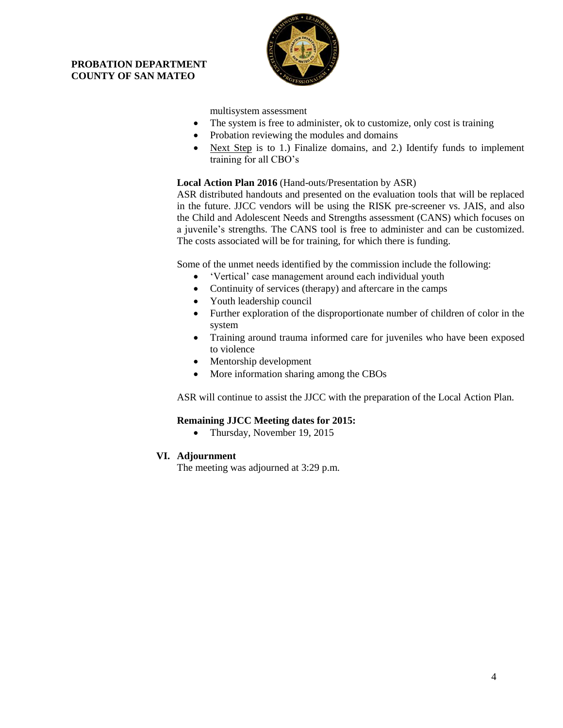multisystem assessment

- The system is free to administer, ok to customize, only cost is training
- Probation reviewing the modules and domains
- Next Step is to 1.) Finalize domains, and 2.) Identify funds to implement training for all CBO's

**Local Action Plan 2016** (Hand-outs/Presentation by ASR)

ASR distributed handouts and presented on the evaluation tools that will be replaced in the future. JJCC vendors will be using the RISK pre-screener vs. JAIS, and also the Child and Adolescent Needs and Strengths assessment (CANS) which focuses on a juvenile's strengths. The CANS tool is free to administer and can be customized. The costs associated will be for training, for which there is funding.

Some of the unmet needs identified by the commission include the following:

- 'Vertical' case management around each individual youth
- Continuity of services (therapy) and aftercare in the camps
- Youth leadership council
- Further exploration of the disproportionate number of children of color in the system
- Training around trauma informed care for juveniles who have been exposed to violence
- Mentorship development
- More information sharing among the CBOs

ASR will continue to assist the JJCC with the preparation of the Local Action Plan.

**Remaining JJCC Meeting dates for 2015:**

- Thursday, November 19, 2015

## VI. Adjournment

The meeting was adjourned at 3:29 p.m.